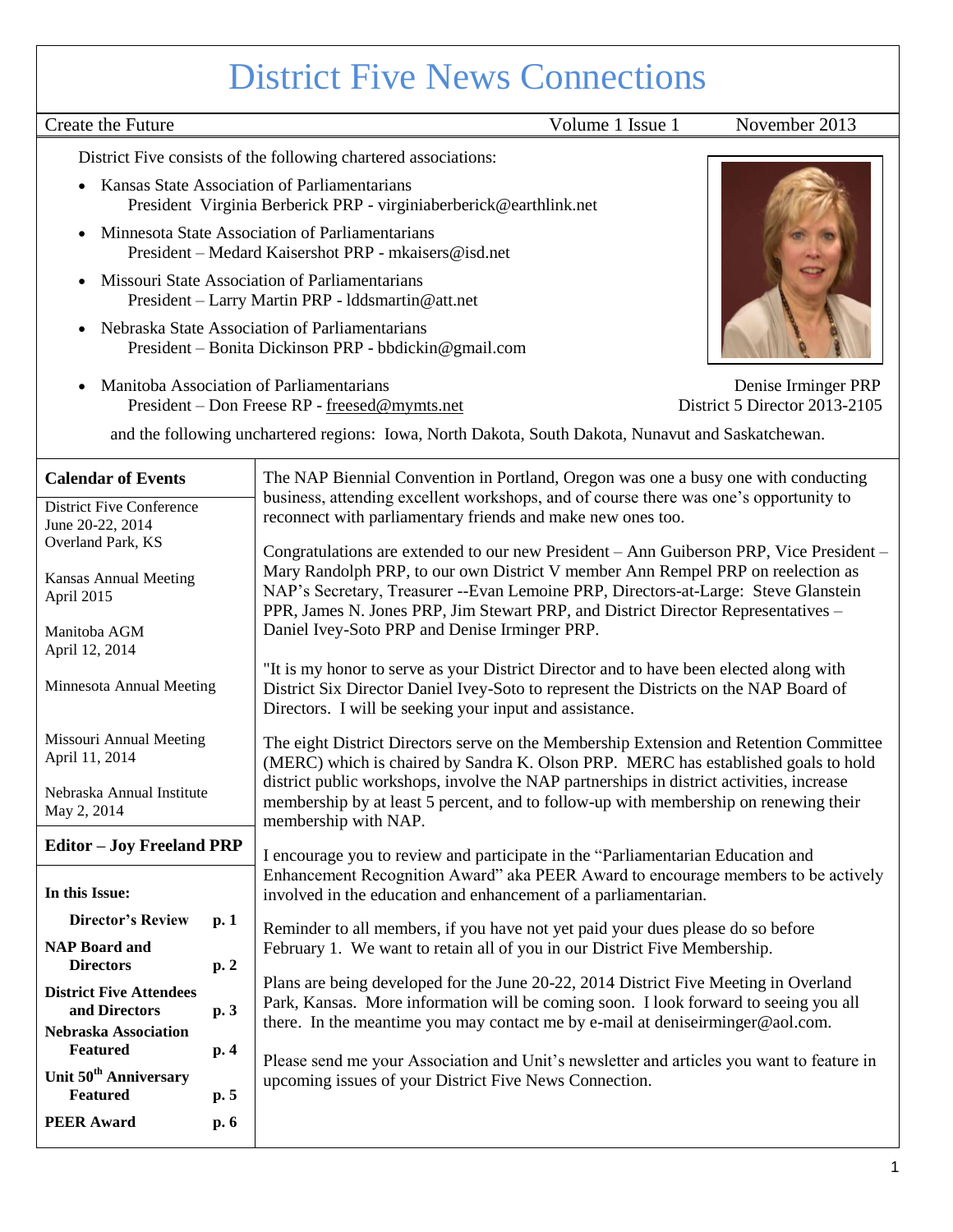# District Five News Connections

Create the Future | Volume 1 Issue 1 | November 2013

District Five consists of the following chartered associations:

- Kansas State Association of Parliamentarians
  President Virginia Berberick PRP - virginiaberberick@earthlink.net
- Minnesota State Association of Parliamentarians
  President – Medard Kaisershot PRP - mkaisers@isd.net
- Missouri State Association of Parliamentarians
  President – Larry Martin PRP - lddsmartin@att.net
- Nebraska State Association of Parliamentarians
  President – Bonita Dickinson PRP - bbdickin@gmail.com
- Manitoba Association of Parliamentarians
  President – Don Freese RP - freesed@mymts.net

Denise Irminger PRP
District 5 Director 2013-2105

and the following unchartered regions: Iowa, North Dakota, South Dakota, Nunavut and Saskatchewan.

## Calendar of Events

District Five Conference
June 20-22, 2014
Overland Park, KS

Kansas Annual Meeting
April 2015

Manitoba AGM
April 12, 2014

Minnesota Annual Meeting

Missouri Annual Meeting
April 11, 2014

Nebraska Annual Institute
May 2, 2014

**Editor – Joy Freeland PRP**

**In this Issue:**

| | |
|---|---|
| **Director's Review** | **p. 1** |
| **NAP Board and Directors** | **p. 2** |
| **District Five Attendees and Directors** | **p. 3** |
| **Nebraska Association Featured** | **p. 4** |
| **Unit 50th Anniversary Featured** | **p. 5** |
| **PEER Award** | **p. 6** |

The NAP Biennial Convention in Portland, Oregon was one a busy one with conducting business, attending excellent workshops, and of course there was one's opportunity to reconnect with parliamentary friends and make new ones too.

Congratulations are extended to our new President – Ann Guiberson PRP, Vice President – Mary Randolph PRP, to our own District V member Ann Rempel PRP on reelection as NAP's Secretary, Treasurer --Evan Lemoine PRP, Directors-at-Large: Steve Glanstein PPR, James N. Jones PRP, Jim Stewart PRP, and District Director Representatives – Daniel Ivey-Soto PRP and Denise Irminger PRP.

"It is my honor to serve as your District Director and to have been elected along with District Six Director Daniel Ivey-Soto to represent the Districts on the NAP Board of Directors. I will be seeking your input and assistance.

The eight District Directors serve on the Membership Extension and Retention Committee (MERC) which is chaired by Sandra K. Olson PRP. MERC has established goals to hold district public workshops, involve the NAP partnerships in district activities, increase membership by at least 5 percent, and to follow-up with membership on renewing their membership with NAP.

I encourage you to review and participate in the "Parliamentarian Education and Enhancement Recognition Award" aka PEER Award to encourage members to be actively involved in the education and enhancement of a parliamentarian.

Reminder to all members, if you have not yet paid your dues please do so before February 1. We want to retain all of you in our District Five Membership.

Plans are being developed for the June 20-22, 2014 District Five Meeting in Overland Park, Kansas. More information will be coming soon. I look forward to seeing you all there. In the meantime you may contact me by e-mail at deniseirminger@aol.com.

Please send me your Association and Unit's newsletter and articles you want to feature in upcoming issues of your District Five News Connection.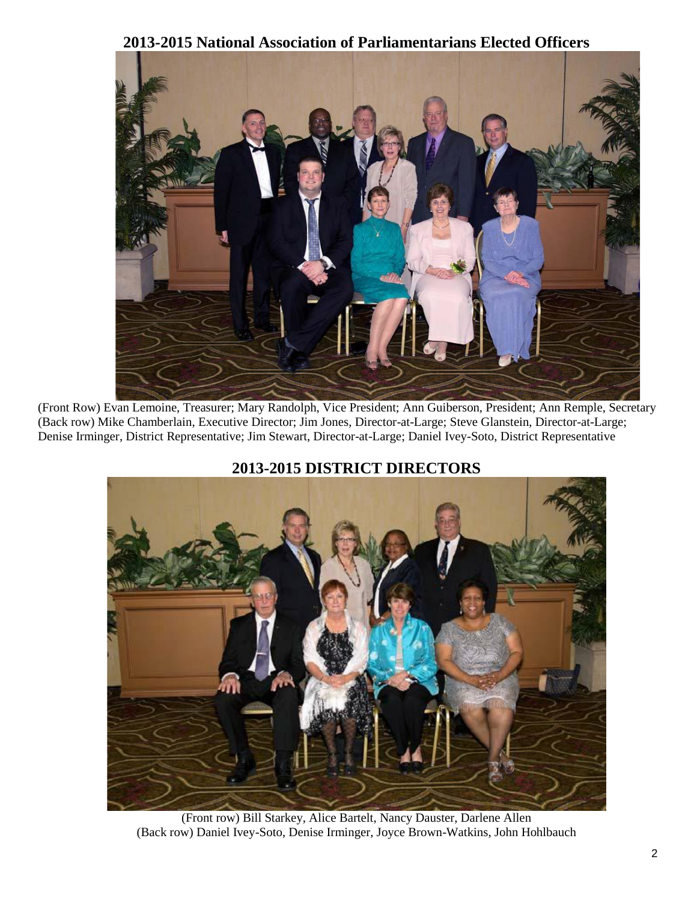## 2013-2015 National Association of Parliamentarians Elected Officers

(Front Row) Evan Lemoine, Treasurer; Mary Randolph, Vice President; Ann Guiberson, President; Ann Remple, Secretary
(Back row) Mike Chamberlain, Executive Director; Jim Jones, Director-at-Large; Steve Glanstein, Director-at-Large; Denise Irminger, District Representative; Jim Stewart, Director-at-Large; Daniel Ivey-Soto, District Representative

## 2013-2015 DISTRICT DIRECTORS

(Front row) Bill Starkey, Alice Bartelt, Nancy Dauster, Darlene Allen
(Back row) Daniel Ivey-Soto, Denise Irminger, Joyce Brown-Watkins, John Hohlbauch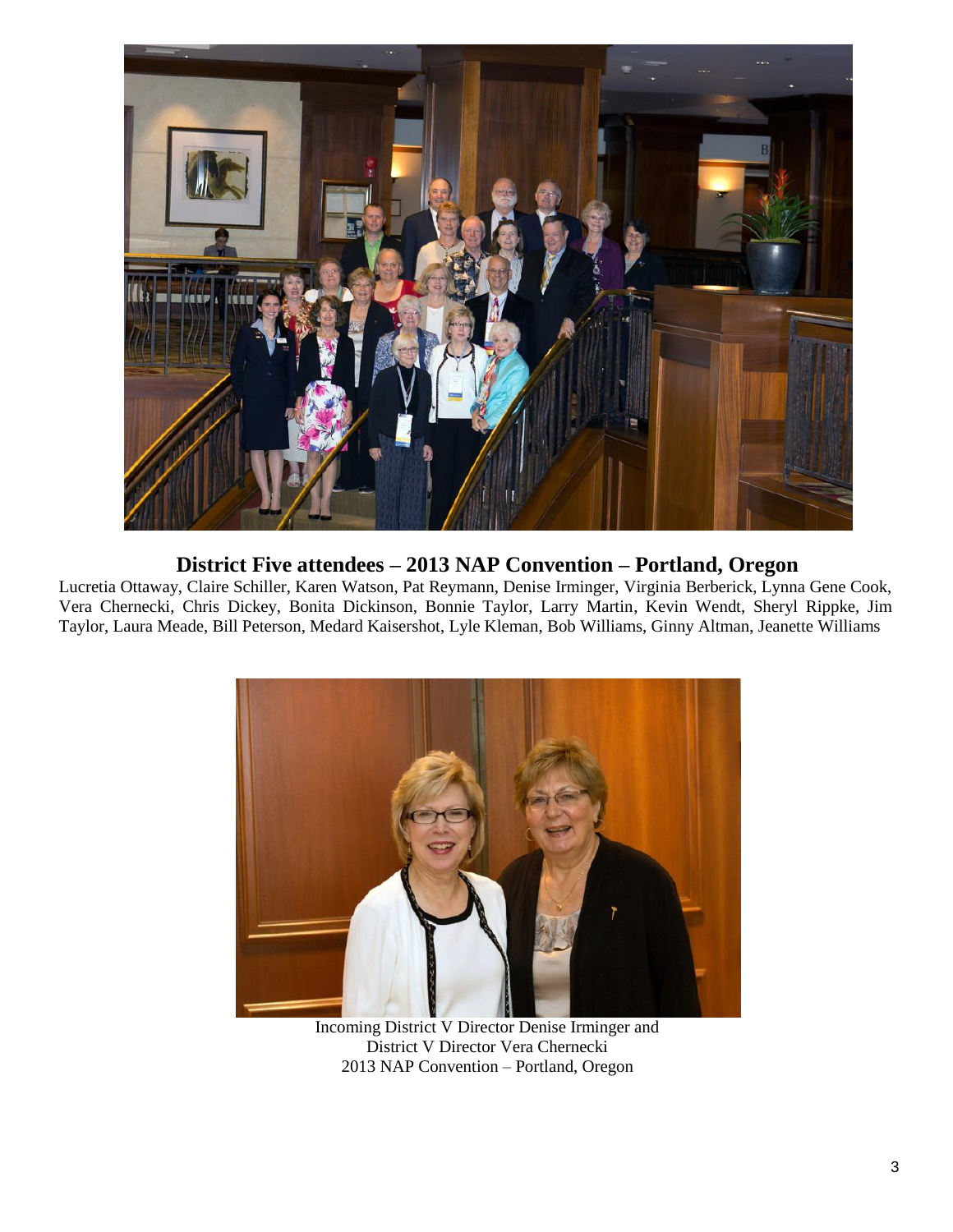**District Five attendees – 2013 NAP Convention – Portland, Oregon**

Lucretia Ottaway, Claire Schiller, Karen Watson, Pat Reymann, Denise Irminger, Virginia Berberick, Lynna Gene Cook, Vera Chernecki, Chris Dickey, Bonita Dickinson, Bonnie Taylor, Larry Martin, Kevin Wendt, Sheryl Rippke, Jim Taylor, Laura Meade, Bill Peterson, Medard Kaisershot, Lyle Kleman, Bob Williams, Ginny Altman, Jeanette Williams

Incoming District V Director Denise Irminger and
District V Director Vera Chernecki
2013 NAP Convention – Portland, Oregon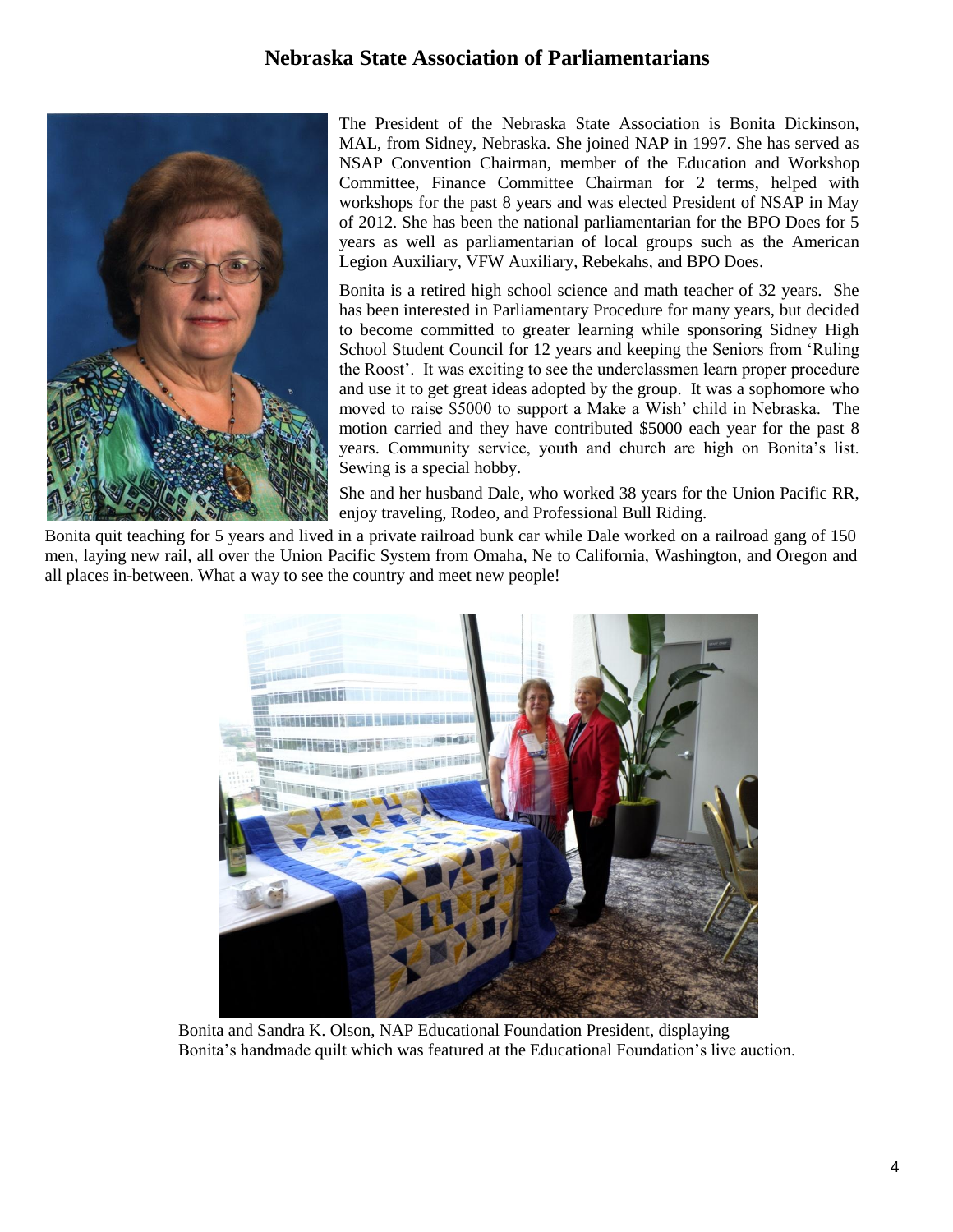# Nebraska State Association of Parliamentarians

The President of the Nebraska State Association is Bonita Dickinson, MAL, from Sidney, Nebraska. She joined NAP in 1997. She has served as NSAP Convention Chairman, member of the Education and Workshop Committee, Finance Committee Chairman for 2 terms, helped with workshops for the past 8 years and was elected President of NSAP in May of 2012. She has been the national parliamentarian for the BPO Does for 5 years as well as parliamentarian of local groups such as the American Legion Auxiliary, VFW Auxiliary, Rebekahs, and BPO Does.

Bonita is a retired high school science and math teacher of 32 years. She has been interested in Parliamentary Procedure for many years, but decided to become committed to greater learning while sponsoring Sidney High School Student Council for 12 years and keeping the Seniors from 'Ruling the Roost'. It was exciting to see the underclassmen learn proper procedure and use it to get great ideas adopted by the group. It was a sophomore who moved to raise \$5000 to support a Make a Wish' child in Nebraska. The motion carried and they have contributed \$5000 each year for the past 8 years. Community service, youth and church are high on Bonita's list. Sewing is a special hobby.

She and her husband Dale, who worked 38 years for the Union Pacific RR, enjoy traveling, Rodeo, and Professional Bull Riding.

Bonita quit teaching for 5 years and lived in a private railroad bunk car while Dale worked on a railroad gang of 150 men, laying new rail, all over the Union Pacific System from Omaha, Ne to California, Washington, and Oregon and all places in-between. What a way to see the country and meet new people!

Bonita and Sandra K. Olson, NAP Educational Foundation President, displaying Bonita's handmade quilt which was featured at the Educational Foundation's live auction.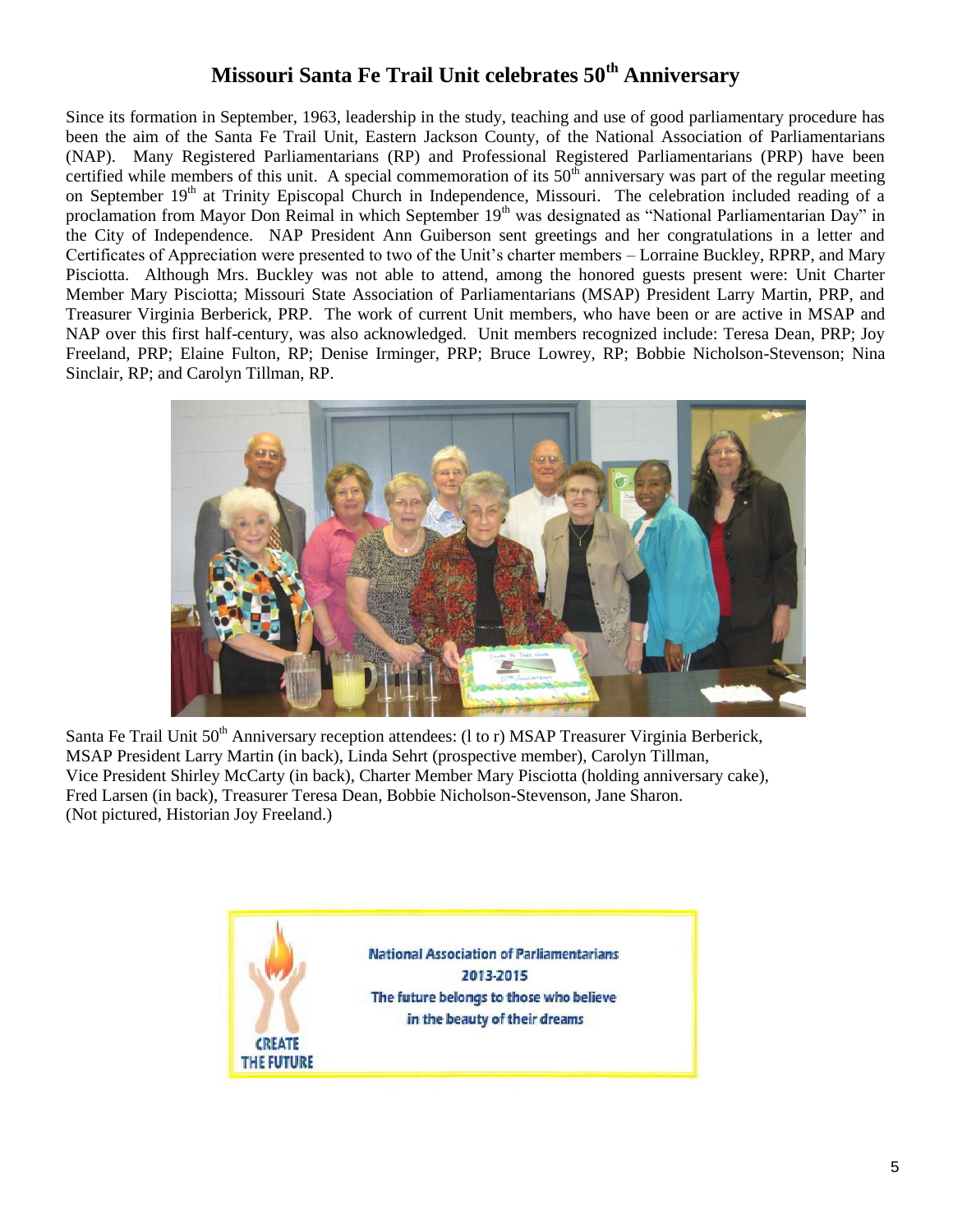# Missouri Santa Fe Trail Unit celebrates 50th Anniversary

Since its formation in September, 1963, leadership in the study, teaching and use of good parliamentary procedure has been the aim of the Santa Fe Trail Unit, Eastern Jackson County, of the National Association of Parliamentarians (NAP). Many Registered Parliamentarians (RP) and Professional Registered Parliamentarians (PRP) have been certified while members of this unit. A special commemoration of its 50th anniversary was part of the regular meeting on September 19th at Trinity Episcopal Church in Independence, Missouri. The celebration included reading of a proclamation from Mayor Don Reimal in which September 19th was designated as "National Parliamentarian Day" in the City of Independence. NAP President Ann Guiberson sent greetings and her congratulations in a letter and Certificates of Appreciation were presented to two of the Unit's charter members – Lorraine Buckley, RPRP, and Mary Pisciotta. Although Mrs. Buckley was not able to attend, among the honored guests present were: Unit Charter Member Mary Pisciotta; Missouri State Association of Parliamentarians (MSAP) President Larry Martin, PRP, and Treasurer Virginia Berberick, PRP. The work of current Unit members, who have been or are active in MSAP and NAP over this first half-century, was also acknowledged. Unit members recognized include: Teresa Dean, PRP; Joy Freeland, PRP; Elaine Fulton, RP; Denise Irminger, PRP; Bruce Lowrey, RP; Bobbie Nicholson-Stevenson; Nina Sinclair, RP; and Carolyn Tillman, RP.

Santa Fe Trail Unit 50th Anniversary reception attendees: (l to r) MSAP Treasurer Virginia Berberick, MSAP President Larry Martin (in back), Linda Sehrt (prospective member), Carolyn Tillman, Vice President Shirley McCarty (in back), Charter Member Mary Pisciotta (holding anniversary cake), Fred Larsen (in back), Treasurer Teresa Dean, Bobbie Nicholson-Stevenson, Jane Sharon. (Not pictured, Historian Joy Freeland.)

CREATE THE FUTURE

National Association of Parliamentarians
2013-2015
The future belongs to those who believe in the beauty of their dreams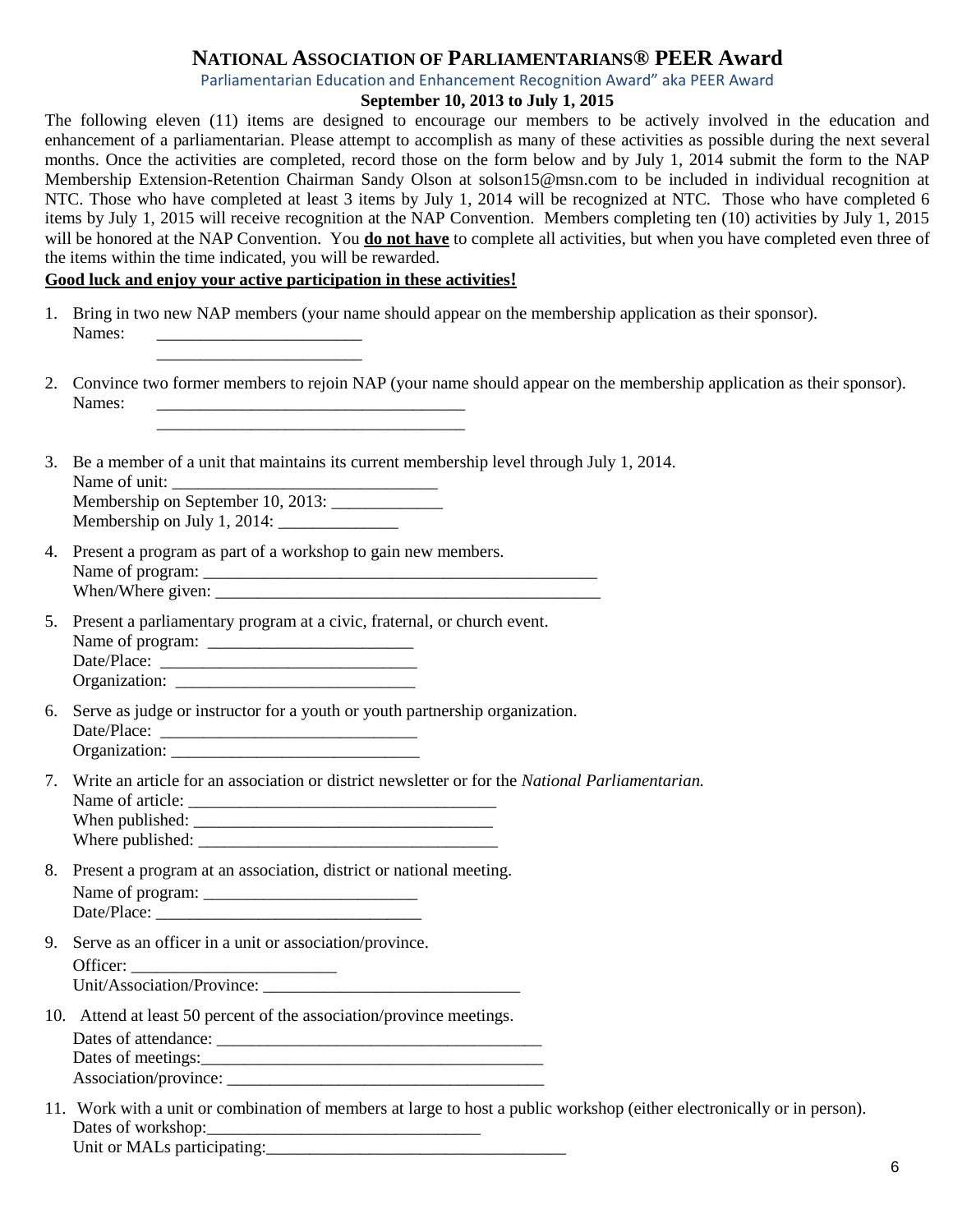# NATIONAL ASSOCIATION OF PARLIAMENTARIANS® PEER Award

Parliamentarian Education and Enhancement Recognition Award" aka PEER Award

**September 10, 2013 to July 1, 2015**

The following eleven (11) items are designed to encourage our members to be actively involved in the education and enhancement of a parliamentarian. Please attempt to accomplish as many of these activities as possible during the next several months. Once the activities are completed, record those on the form below and by July 1, 2014 submit the form to the NAP Membership Extension-Retention Chairman Sandy Olson at solson15@msn.com to be included in individual recognition at NTC. Those who have completed at least 3 items by July 1, 2014 will be recognized at NTC. Those who have completed 6 items by July 1, 2015 will receive recognition at the NAP Convention. Members completing ten (10) activities by July 1, 2015 will be honored at the NAP Convention. You **do not have** to complete all activities, but when you have completed even three of the items within the time indicated, you will be rewarded.

**Good luck and enjoy your active participation in these activities!**

1. Bring in two new NAP members (your name should appear on the membership application as their sponsor).
   Names: ________________________
   ________________________

2. Convince two former members to rejoin NAP (your name should appear on the membership application as their sponsor).
   Names: ____________________________________
   ____________________________________

3. Be a member of a unit that maintains its current membership level through July 1, 2014.
   Name of unit: ______________________________
   Membership on September 10, 2013: _____________
   Membership on July 1, 2014: ______________

4. Present a program as part of a workshop to gain new members.
   Name of program: ______________________________________________
   When/Where given: ______________________________________________

5. Present a parliamentary program at a civic, fraternal, or church event.
   Name of program: ________________________
   Date/Place: ______________________________
   Organization: ____________________________

6. Serve as judge or instructor for a youth or youth partnership organization.
   Date/Place: ______________________________
   Organization: _____________________________

7. Write an article for an association or district newsletter or for the *National Parliamentarian.*
   Name of article: ____________________________________
   When published: ___________________________________
   Where published: ___________________________________

8. Present a program at an association, district or national meeting.
   Name of program: _________________________
   Date/Place: _______________________________

9. Serve as an officer in a unit or association/province.
   Officer: ________________________
   Unit/Association/Province: ______________________________

10. Attend at least 50 percent of the association/province meetings.
    Dates of attendance: _____________________________________
    Dates of meetings:_______________________________________
    Association/province: _____________________________________

11. Work with a unit or combination of members at large to host a public workshop (either electronically or in person).
    Dates of workshop:_______________________________
    Unit or MALs participating:___________________________________